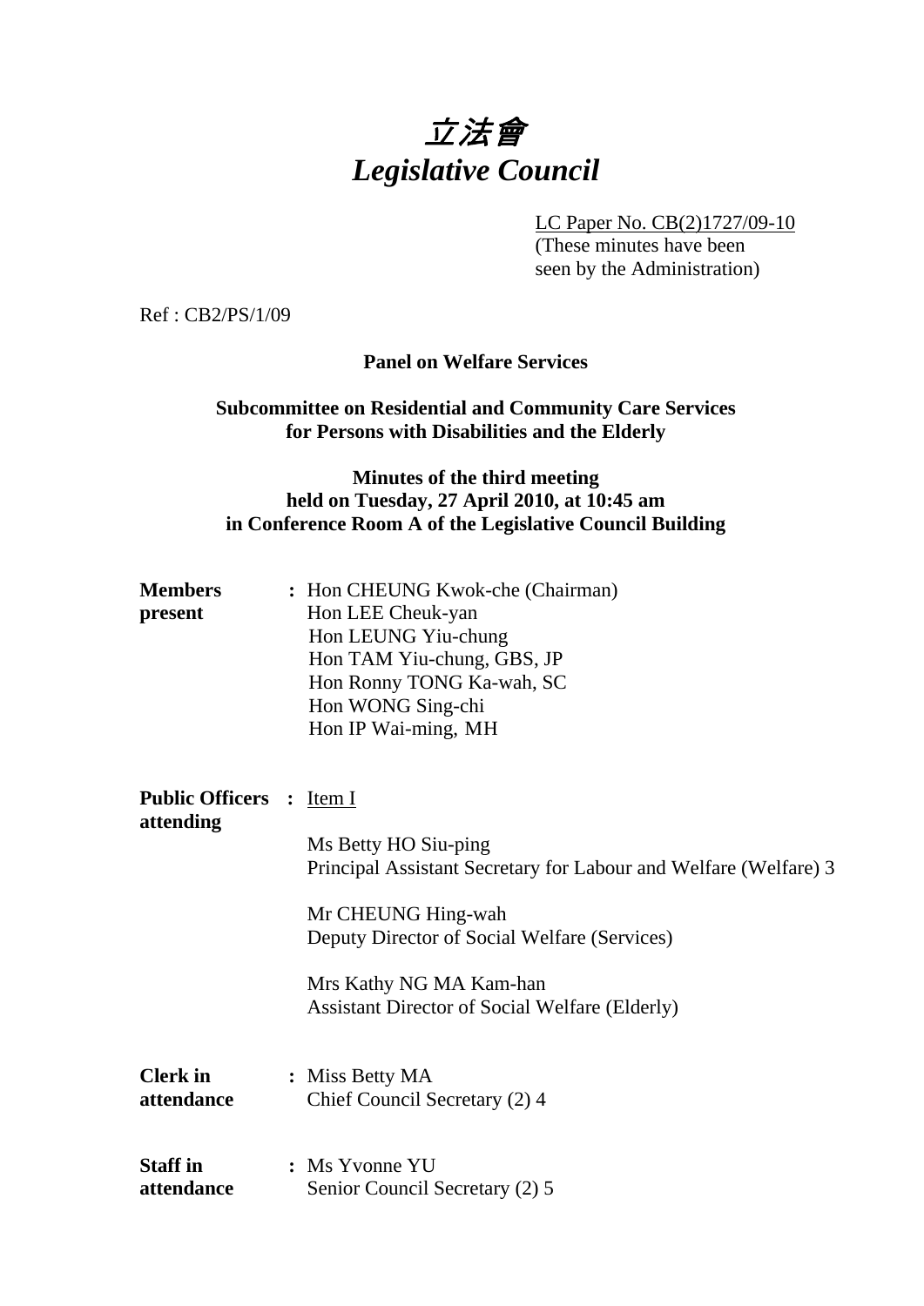# 立法會
# *Legislative Council*

LC Paper No. CB(2)1727/09-10
(These minutes have been seen by the Administration)

Ref : CB2/PS/1/09

**Panel on Welfare Services**

**Subcommittee on Residential and Community Care Services for Persons with Disabilities and the Elderly**

**Minutes of the third meeting held on Tuesday, 27 April 2010, at 10:45 am in Conference Room A of the Legislative Council Building**

**Members present** : Hon CHEUNG Kwok-che (Chairman)
Hon LEE Cheuk-yan
Hon LEUNG Yiu-chung
Hon TAM Yiu-chung, GBS, JP
Hon Ronny TONG Ka-wah, SC
Hon WONG Sing-chi
Hon IP Wai-ming, MH

**Public Officers attending** : Item I

Ms Betty HO Siu-ping
Principal Assistant Secretary for Labour and Welfare (Welfare) 3

Mr CHEUNG Hing-wah
Deputy Director of Social Welfare (Services)

Mrs Kathy NG MA Kam-han
Assistant Director of Social Welfare (Elderly)

**Clerk in attendance** : Miss Betty MA
Chief Council Secretary (2) 4

**Staff in attendance** : Ms Yvonne YU
Senior Council Secretary (2) 5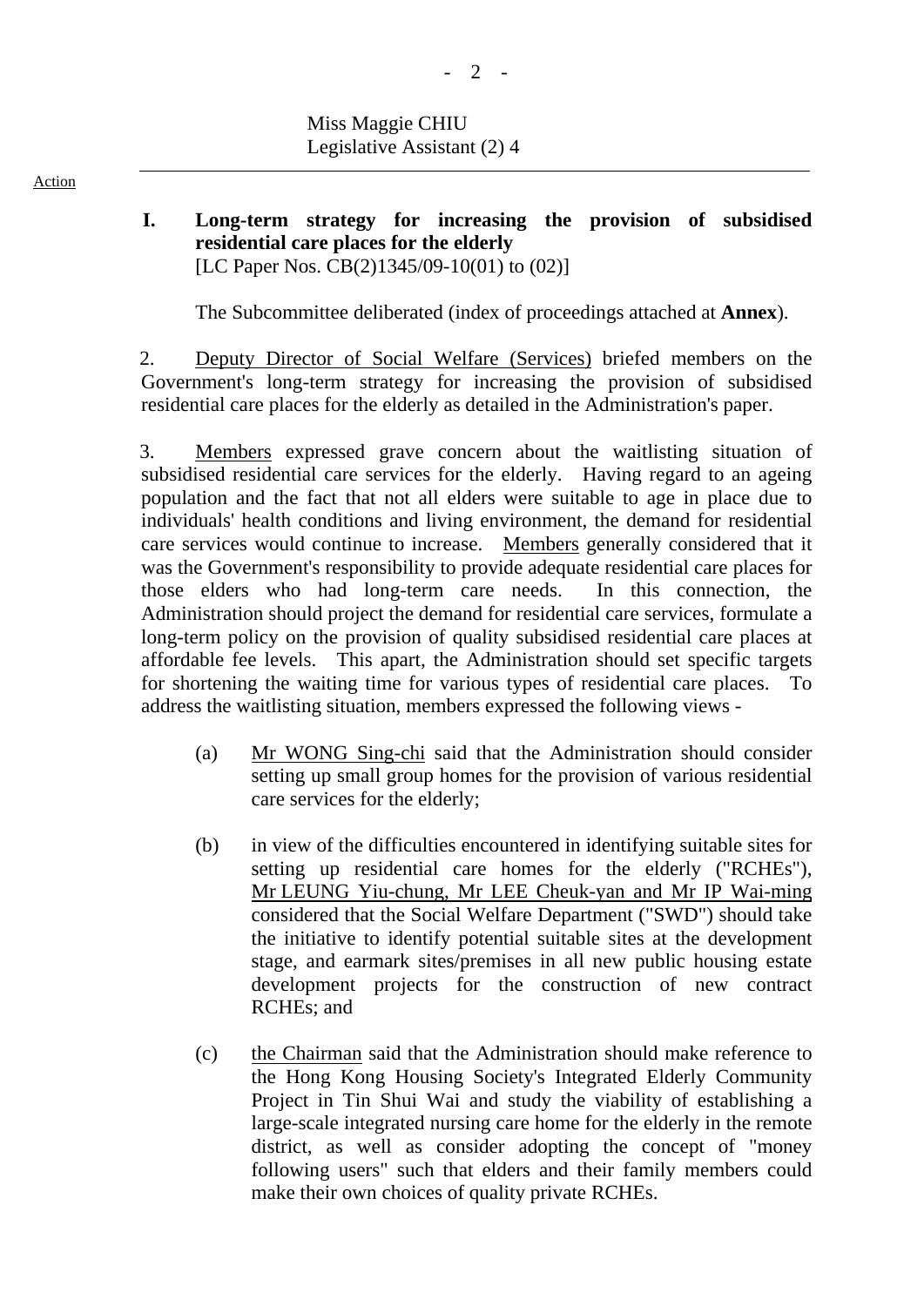Miss Maggie CHIU
Legislative Assistant (2) 4

---

Action

**I. Long-term strategy for increasing the provision of subsidised residential care places for the elderly**
[LC Paper Nos. CB(2)1345/09-10(01) to (02)]

The Subcommittee deliberated (index of proceedings attached at **Annex**).

2. Deputy Director of Social Welfare (Services) briefed members on the Government's long-term strategy for increasing the provision of subsidised residential care places for the elderly as detailed in the Administration's paper.

3. Members expressed grave concern about the waitlisting situation of subsidised residential care services for the elderly. Having regard to an ageing population and the fact that not all elders were suitable to age in place due to individuals' health conditions and living environment, the demand for residential care services would continue to increase. Members generally considered that it was the Government's responsibility to provide adequate residential care places for those elders who had long-term care needs. In this connection, the Administration should project the demand for residential care services, formulate a long-term policy on the provision of quality subsidised residential care places at affordable fee levels. This apart, the Administration should set specific targets for shortening the waiting time for various types of residential care places. To address the waitlisting situation, members expressed the following views -

(a) Mr WONG Sing-chi said that the Administration should consider setting up small group homes for the provision of various residential care services for the elderly;

(b) in view of the difficulties encountered in identifying suitable sites for setting up residential care homes for the elderly ("RCHEs"), Mr LEUNG Yiu-chung, Mr LEE Cheuk-yan and Mr IP Wai-ming considered that the Social Welfare Department ("SWD") should take the initiative to identify potential suitable sites at the development stage, and earmark sites/premises in all new public housing estate development projects for the construction of new contract RCHEs; and

(c) the Chairman said that the Administration should make reference to the Hong Kong Housing Society's Integrated Elderly Community Project in Tin Shui Wai and study the viability of establishing a large-scale integrated nursing care home for the elderly in the remote district, as well as consider adopting the concept of "money following users" such that elders and their family members could make their own choices of quality private RCHEs.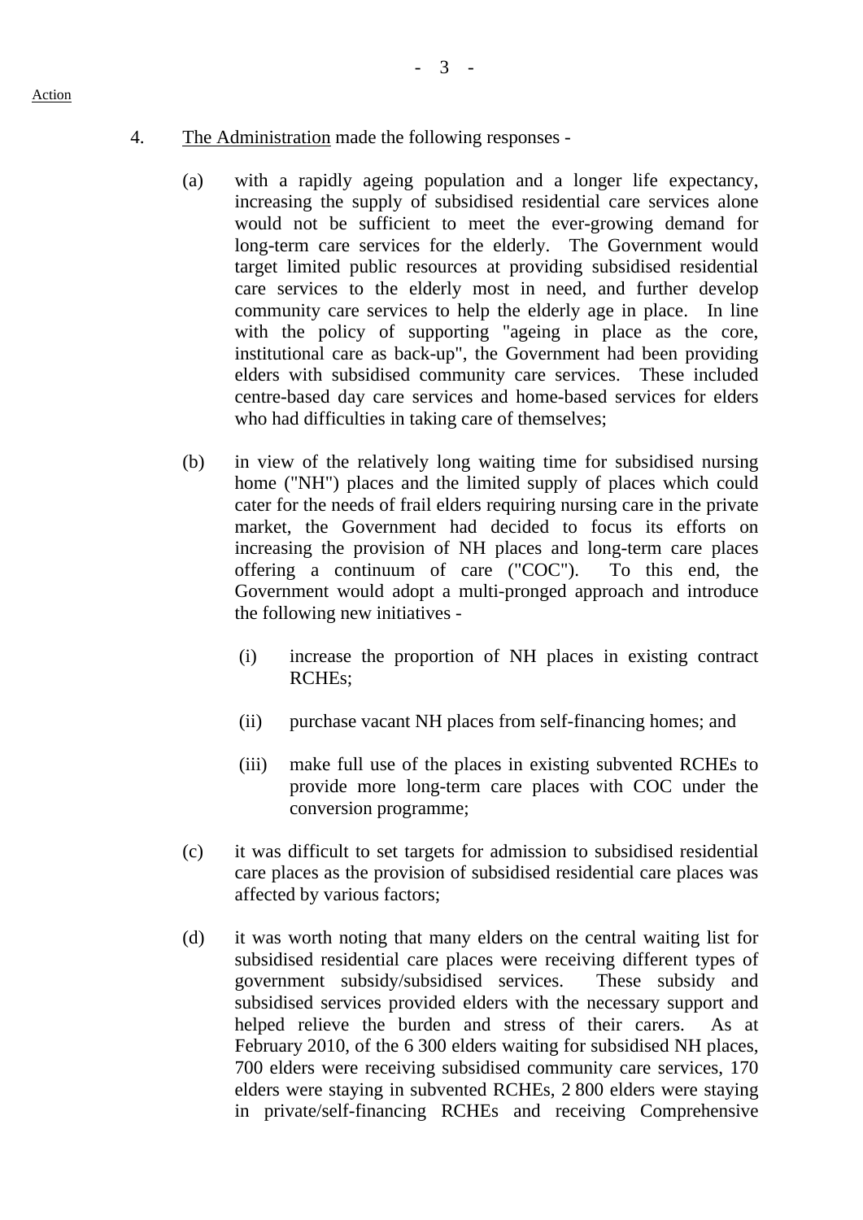4. The Administration made the following responses -

   (a) with a rapidly ageing population and a longer life expectancy, increasing the supply of subsidised residential care services alone would not be sufficient to meet the ever-growing demand for long-term care services for the elderly. The Government would target limited public resources at providing subsidised residential care services to the elderly most in need, and further develop community care services to help the elderly age in place. In line with the policy of supporting "ageing in place as the core, institutional care as back-up", the Government had been providing elders with subsidised community care services. These included centre-based day care services and home-based services for elders who had difficulties in taking care of themselves;

   (b) in view of the relatively long waiting time for subsidised nursing home ("NH") places and the limited supply of places which could cater for the needs of frail elders requiring nursing care in the private market, the Government had decided to focus its efforts on increasing the provision of NH places and long-term care places offering a continuum of care ("COC"). To this end, the Government would adopt a multi-pronged approach and introduce the following new initiatives -

      (i) increase the proportion of NH places in existing contract RCHEs;

      (ii) purchase vacant NH places from self-financing homes; and

      (iii) make full use of the places in existing subvented RCHEs to provide more long-term care places with COC under the conversion programme;

   (c) it was difficult to set targets for admission to subsidised residential care places as the provision of subsidised residential care places was affected by various factors;

   (d) it was worth noting that many elders on the central waiting list for subsidised residential care places were receiving different types of government subsidy/subsidised services. These subsidy and subsidised services provided elders with the necessary support and helped relieve the burden and stress of their carers. As at February 2010, of the 6 300 elders waiting for subsidised NH places, 700 elders were receiving subsidised community care services, 170 elders were staying in subvented RCHEs, 2 800 elders were staying in private/self-financing RCHEs and receiving Comprehensive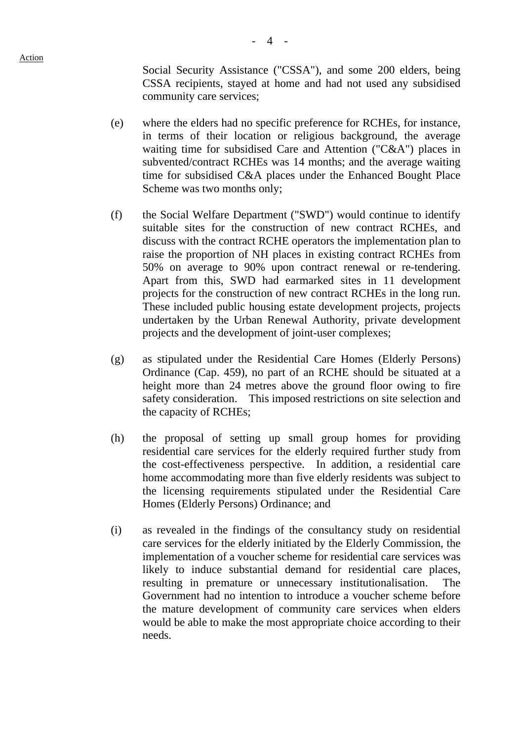Social Security Assistance ("CSSA"), and some 200 elders, being CSSA recipients, stayed at home and had not used any subsidised community care services;

(e) where the elders had no specific preference for RCHEs, for instance, in terms of their location or religious background, the average waiting time for subsidised Care and Attention ("C&A") places in subvented/contract RCHEs was 14 months; and the average waiting time for subsidised C&A places under the Enhanced Bought Place Scheme was two months only;

(f) the Social Welfare Department ("SWD") would continue to identify suitable sites for the construction of new contract RCHEs, and discuss with the contract RCHE operators the implementation plan to raise the proportion of NH places in existing contract RCHEs from 50% on average to 90% upon contract renewal or re-tendering. Apart from this, SWD had earmarked sites in 11 development projects for the construction of new contract RCHEs in the long run. These included public housing estate development projects, projects undertaken by the Urban Renewal Authority, private development projects and the development of joint-user complexes;

(g) as stipulated under the Residential Care Homes (Elderly Persons) Ordinance (Cap. 459), no part of an RCHE should be situated at a height more than 24 metres above the ground floor owing to fire safety consideration. This imposed restrictions on site selection and the capacity of RCHEs;

(h) the proposal of setting up small group homes for providing residential care services for the elderly required further study from the cost-effectiveness perspective. In addition, a residential care home accommodating more than five elderly residents was subject to the licensing requirements stipulated under the Residential Care Homes (Elderly Persons) Ordinance; and

(i) as revealed in the findings of the consultancy study on residential care services for the elderly initiated by the Elderly Commission, the implementation of a voucher scheme for residential care services was likely to induce substantial demand for residential care places, resulting in premature or unnecessary institutionalisation. The Government had no intention to introduce a voucher scheme before the mature development of community care services when elders would be able to make the most appropriate choice according to their needs.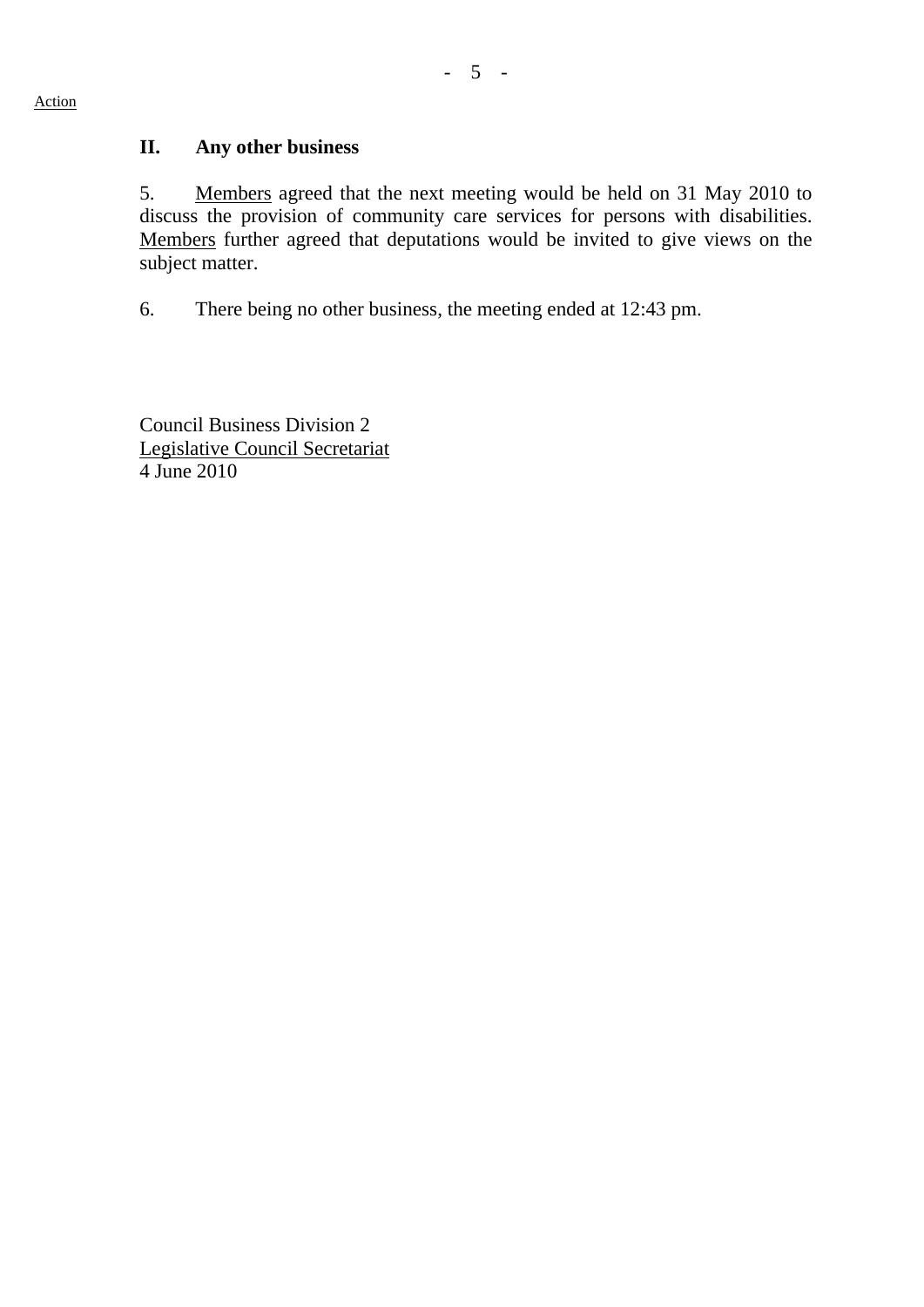Action

## II. Any other business

5. Members agreed that the next meeting would be held on 31 May 2010 to discuss the provision of community care services for persons with disabilities. Members further agreed that deputations would be invited to give views on the subject matter.

6. There being no other business, the meeting ended at 12:43 pm.

Council Business Division 2
Legislative Council Secretariat
4 June 2010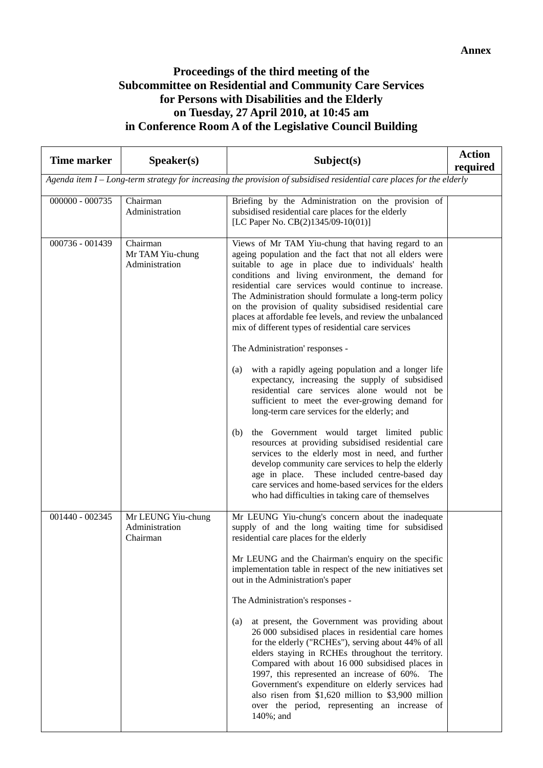**Annex**

# Proceedings of the third meeting of the Subcommittee on Residential and Community Care Services for Persons with Disabilities and the Elderly on Tuesday, 27 April 2010, at 10:45 am in Conference Room A of the Legislative Council Building

| Time marker | Speaker(s) | Subject(s) | Action required |
|---|---|---|---|
| *Agenda item I – Long-term strategy for increasing the provision of subsidised residential care places for the elderly* | | | |
| 000000 - 000735 | Chairman<br>Administration | Briefing by the Administration on the provision of subsidised residential care places for the elderly<br>[LC Paper No. CB(2)1345/09-10(01)] | |
| 000736 - 001439 | Chairman<br>Mr TAM Yiu-chung<br>Administration | Views of Mr TAM Yiu-chung that having regard to an ageing population and the fact that not all elders were suitable to age in place due to individuals' health conditions and living environment, the demand for residential care services would continue to increase. The Administration should formulate a long-term policy on the provision of quality subsidised residential care places at affordable fee levels, and review the unbalanced mix of different types of residential care services<br><br>The Administration' responses -<br><br>(a) with a rapidly ageing population and a longer life expectancy, increasing the supply of subsidised residential care services alone would not be sufficient to meet the ever-growing demand for long-term care services for the elderly; and<br><br>(b) the Government would target limited public resources at providing subsidised residential care services to the elderly most in need, and further develop community care services to help the elderly age in place. These included centre-based day care services and home-based services for the elders who had difficulties in taking care of themselves | |
| 001440 - 002345 | Mr LEUNG Yiu-chung<br>Administration<br>Chairman | Mr LEUNG Yiu-chung's concern about the inadequate supply of and the long waiting time for subsidised residential care places for the elderly<br><br>Mr LEUNG and the Chairman's enquiry on the specific implementation table in respect of the new initiatives set out in the Administration's paper<br><br>The Administration's responses -<br><br>(a) at present, the Government was providing about 26 000 subsidised places in residential care homes for the elderly ("RCHEs"), serving about 44% of all elders staying in RCHEs throughout the territory. Compared with about 16 000 subsidised places in 1997, this represented an increase of 60%. The Government's expenditure on elderly services had also risen from $1,620 million to $3,900 million over the period, representing an increase of 140%; and | |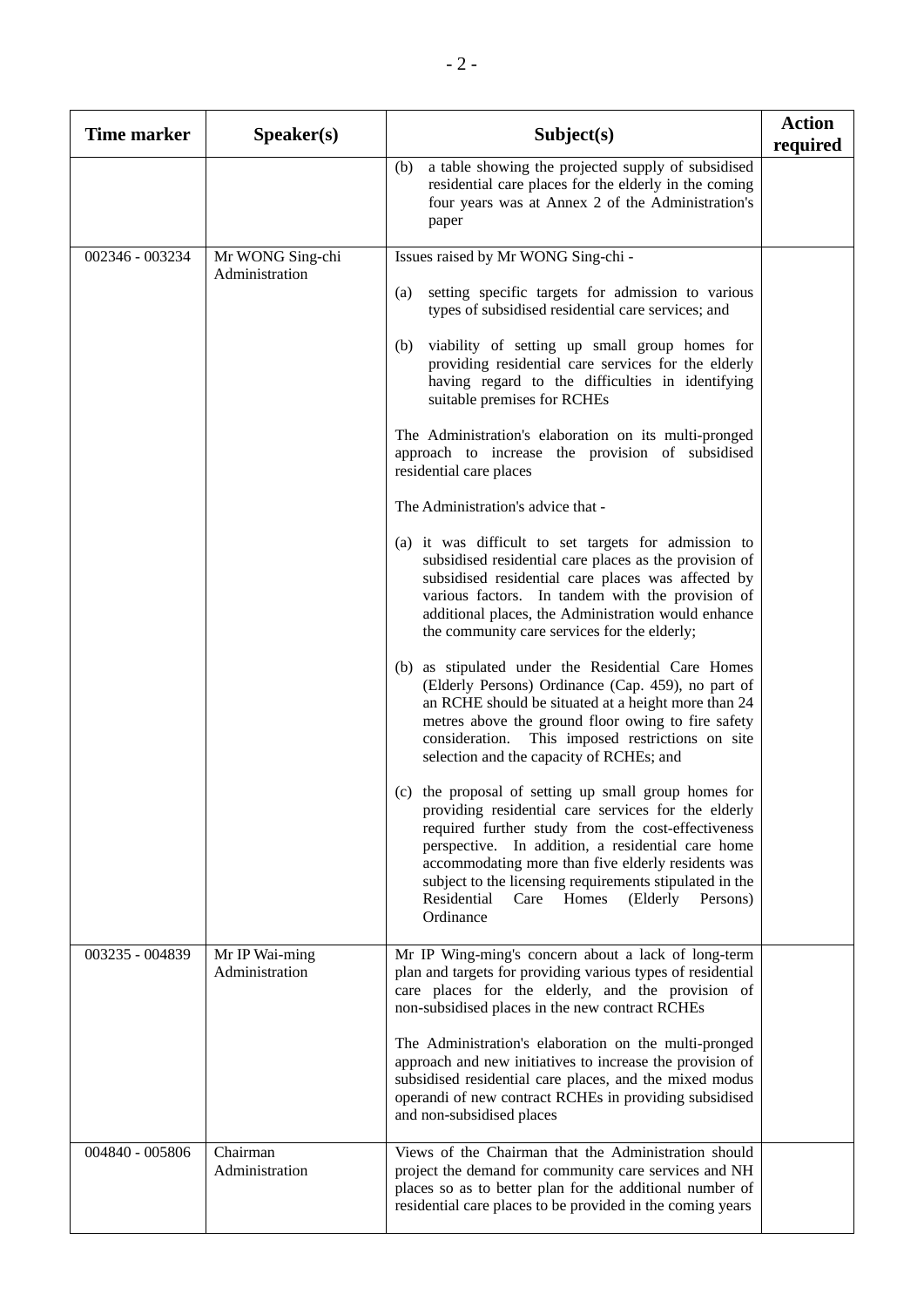| Time marker | Speaker(s) | Subject(s) | Action required |
|---|---|---|---|
| | | (b) a table showing the projected supply of subsidised residential care places for the elderly in the coming four years was at Annex 2 of the Administration's paper | |
| 002346 - 003234 | Mr WONG Sing-chi<br>Administration | Issues raised by Mr WONG Sing-chi -<br><br>(a) setting specific targets for admission to various types of subsidised residential care services; and<br><br>(b) viability of setting up small group homes for providing residential care services for the elderly having regard to the difficulties in identifying suitable premises for RCHEs<br><br>The Administration's elaboration on its multi-pronged approach to increase the provision of subsidised residential care places<br><br>The Administration's advice that -<br><br>(a) it was difficult to set targets for admission to subsidised residential care places as the provision of subsidised residential care places was affected by various factors. In tandem with the provision of additional places, the Administration would enhance the community care services for the elderly;<br><br>(b) as stipulated under the Residential Care Homes (Elderly Persons) Ordinance (Cap. 459), no part of an RCHE should be situated at a height more than 24 metres above the ground floor owing to fire safety consideration. This imposed restrictions on site selection and the capacity of RCHEs; and<br><br>(c) the proposal of setting up small group homes for providing residential care services for the elderly required further study from the cost-effectiveness perspective. In addition, a residential care home accommodating more than five elderly residents was subject to the licensing requirements stipulated in the Residential Care Homes (Elderly Persons) Ordinance | |
| 003235 - 004839 | Mr IP Wai-ming<br>Administration | Mr IP Wing-ming's concern about a lack of long-term plan and targets for providing various types of residential care places for the elderly, and the provision of non-subsidised places in the new contract RCHEs<br><br>The Administration's elaboration on the multi-pronged approach and new initiatives to increase the provision of subsidised residential care places, and the mixed modus operandi of new contract RCHEs in providing subsidised and non-subsidised places | |
| 004840 - 005806 | Chairman<br>Administration | Views of the Chairman that the Administration should project the demand for community care services and NH places so as to better plan for the additional number of residential care places to be provided in the coming years | |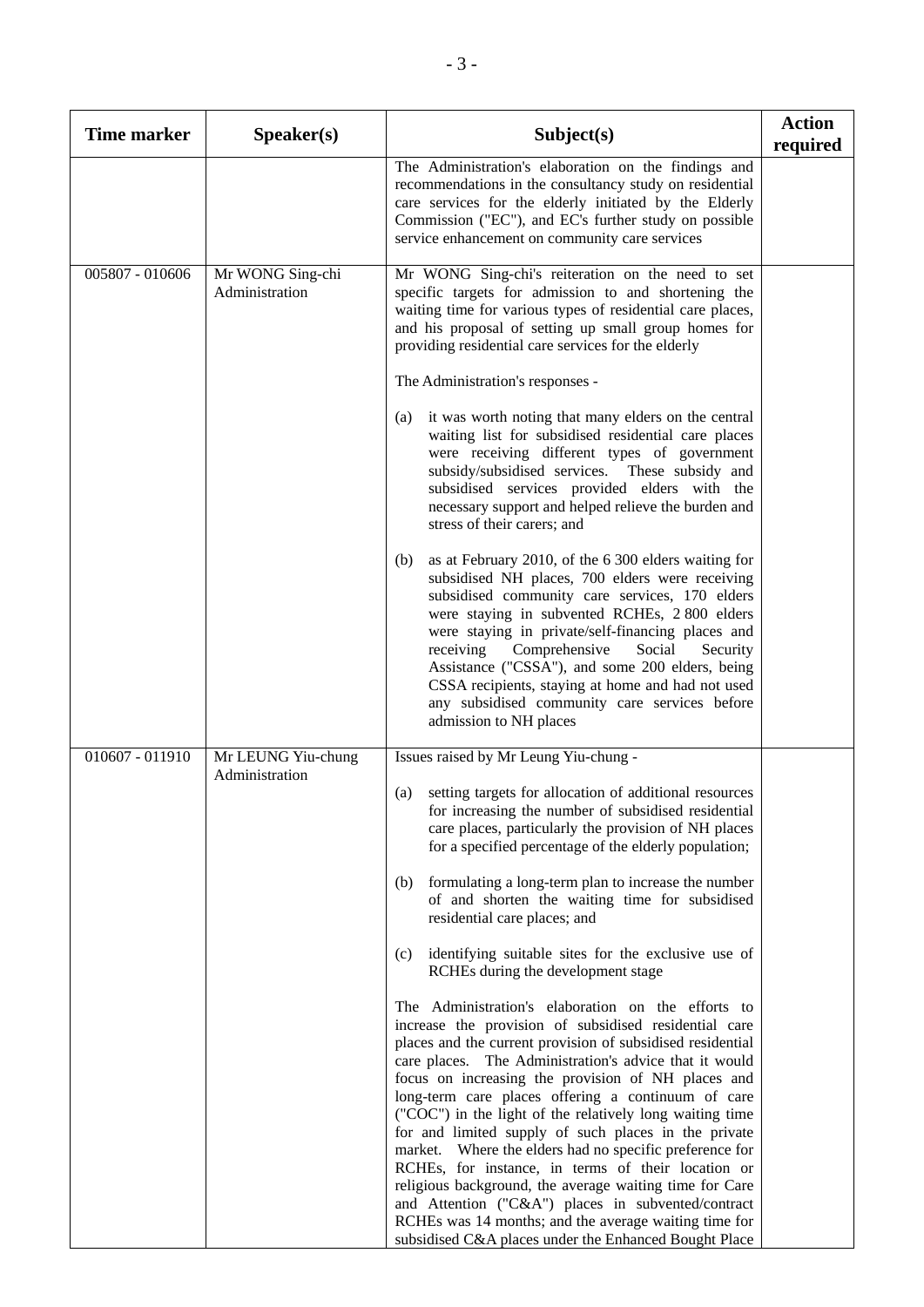| Time marker | Speaker(s) | Subject(s) | Action required |
|---|---|---|---|
| | | The Administration's elaboration on the findings and recommendations in the consultancy study on residential care services for the elderly initiated by the Elderly Commission ("EC"), and EC's further study on possible service enhancement on community care services | |
| 005807 - 010606 | Mr WONG Sing-chi<br>Administration | Mr WONG Sing-chi's reiteration on the need to set specific targets for admission to and shortening the waiting time for various types of residential care places, and his proposal of setting up small group homes for providing residential care services for the elderly<br><br>The Administration's responses -<br><br>(a) it was worth noting that many elders on the central waiting list for subsidised residential care places were receiving different types of government subsidy/subsidised services. These subsidy and subsidised services provided elders with the necessary support and helped relieve the burden and stress of their carers; and<br><br>(b) as at February 2010, of the 6 300 elders waiting for subsidised NH places, 700 elders were receiving subsidised community care services, 170 elders were staying in subvented RCHEs, 2 800 elders were staying in private/self-financing places and receiving Comprehensive Social Security Assistance ("CSSA"), and some 200 elders, being CSSA recipients, staying at home and had not used any subsidised community care services before admission to NH places | |
| 010607 - 011910 | Mr LEUNG Yiu-chung<br>Administration | Issues raised by Mr Leung Yiu-chung -<br><br>(a) setting targets for allocation of additional resources for increasing the number of subsidised residential care places, particularly the provision of NH places for a specified percentage of the elderly population;<br><br>(b) formulating a long-term plan to increase the number of and shorten the waiting time for subsidised residential care places; and<br><br>(c) identifying suitable sites for the exclusive use of RCHEs during the development stage<br><br>The Administration's elaboration on the efforts to increase the provision of subsidised residential care places and the current provision of subsidised residential care places. The Administration's advice that it would focus on increasing the provision of NH places and long-term care places offering a continuum of care ("COC") in the light of the relatively long waiting time for and limited supply of such places in the private market. Where the elders had no specific preference for RCHEs, for instance, in terms of their location or religious background, the average waiting time for Care and Attention ("C&A") places in subvented/contract RCHEs was 14 months; and the average waiting time for subsidised C&A places under the Enhanced Bought Place | |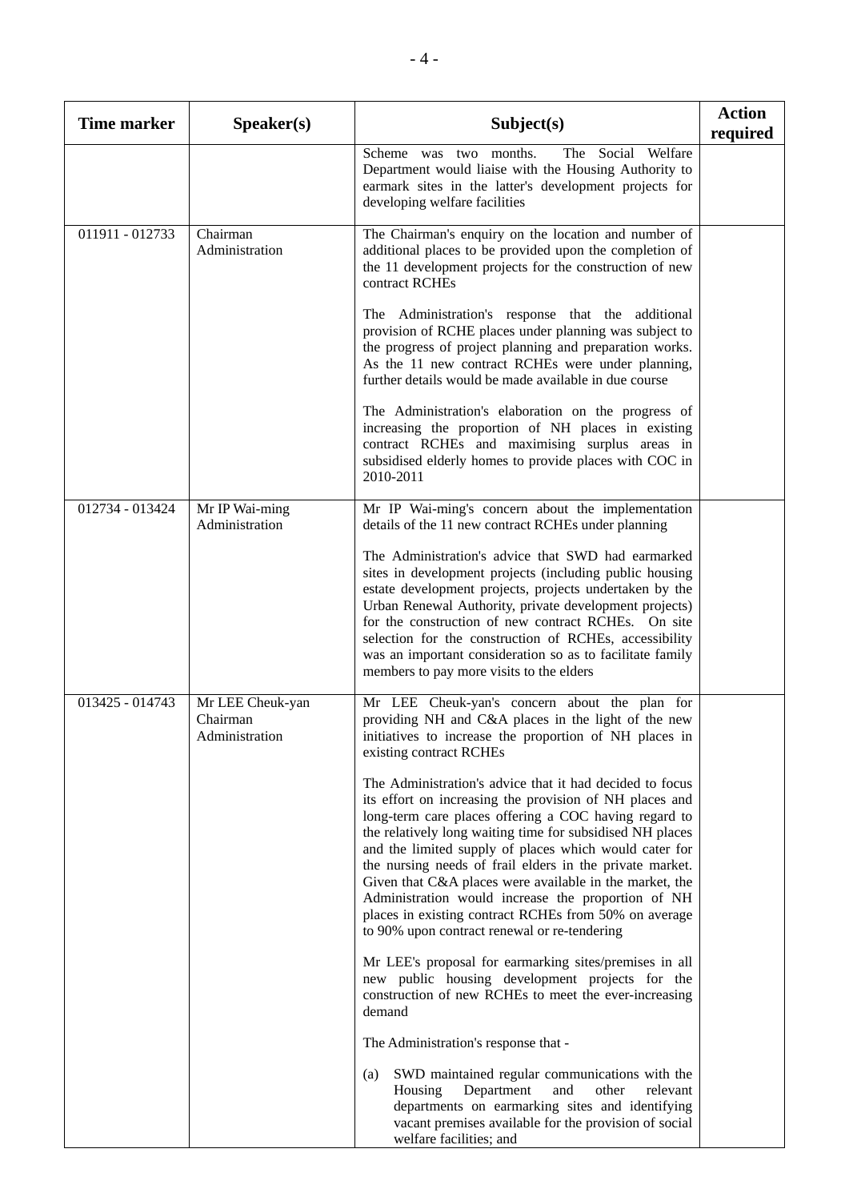| Time marker | Speaker(s) | Subject(s) | Action required |
|---|---|---|---|
| | | Scheme was two months. The Social Welfare Department would liaise with the Housing Authority to earmark sites in the latter's development projects for developing welfare facilities | |
| 011911 - 012733 | Chairman<br>Administration | The Chairman's enquiry on the location and number of additional places to be provided upon the completion of the 11 development projects for the construction of new contract RCHEs<br><br>The Administration's response that the additional provision of RCHE places under planning was subject to the progress of project planning and preparation works. As the 11 new contract RCHEs were under planning, further details would be made available in due course<br><br>The Administration's elaboration on the progress of increasing the proportion of NH places in existing contract RCHEs and maximising surplus areas in subsidised elderly homes to provide places with COC in 2010-2011 | |
| 012734 - 013424 | Mr IP Wai-ming<br>Administration | Mr IP Wai-ming's concern about the implementation details of the 11 new contract RCHEs under planning<br><br>The Administration's advice that SWD had earmarked sites in development projects (including public housing estate development projects, projects undertaken by the Urban Renewal Authority, private development projects) for the construction of new contract RCHEs. On site selection for the construction of RCHEs, accessibility was an important consideration so as to facilitate family members to pay more visits to the elders | |
| 013425 - 014743 | Mr LEE Cheuk-yan<br>Chairman<br>Administration | Mr LEE Cheuk-yan's concern about the plan for providing NH and C&A places in the light of the new initiatives to increase the proportion of NH places in existing contract RCHEs<br><br>The Administration's advice that it had decided to focus its effort on increasing the provision of NH places and long-term care places offering a COC having regard to the relatively long waiting time for subsidised NH places and the limited supply of places which would cater for the nursing needs of frail elders in the private market. Given that C&A places were available in the market, the Administration would increase the proportion of NH places in existing contract RCHEs from 50% on average to 90% upon contract renewal or re-tendering<br><br>Mr LEE's proposal for earmarking sites/premises in all new public housing development projects for the construction of new RCHEs to meet the ever-increasing demand<br><br>The Administration's response that -<br><br>(a) SWD maintained regular communications with the Housing Department and other relevant departments on earmarking sites and identifying vacant premises available for the provision of social welfare facilities; and | |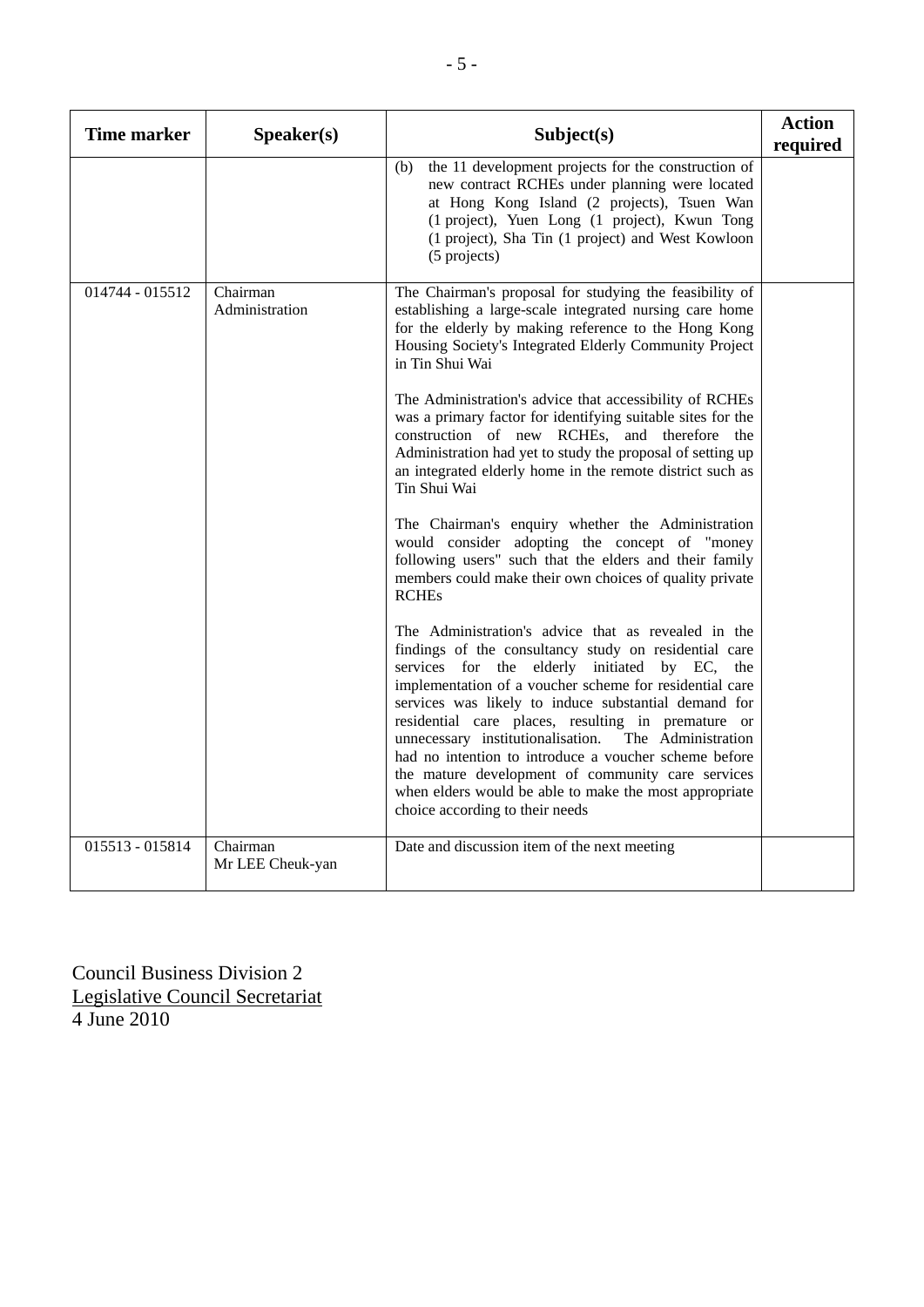| Time marker | Speaker(s) | Subject(s) | Action required |
|---|---|---|---|
| | | (b) the 11 development projects for the construction of new contract RCHEs under planning were located at Hong Kong Island (2 projects), Tsuen Wan (1 project), Yuen Long (1 project), Kwun Tong (1 project), Sha Tin (1 project) and West Kowloon (5 projects) | |
| 014744 - 015512 | Chairman<br>Administration | The Chairman's proposal for studying the feasibility of establishing a large-scale integrated nursing care home for the elderly by making reference to the Hong Kong Housing Society's Integrated Elderly Community Project in Tin Shui Wai<br><br>The Administration's advice that accessibility of RCHEs was a primary factor for identifying suitable sites for the construction of new RCHEs, and therefore the Administration had yet to study the proposal of setting up an integrated elderly home in the remote district such as Tin Shui Wai<br><br>The Chairman's enquiry whether the Administration would consider adopting the concept of "money following users" such that the elders and their family members could make their own choices of quality private RCHEs<br><br>The Administration's advice that as revealed in the findings of the consultancy study on residential care services for the elderly initiated by EC, the implementation of a voucher scheme for residential care services was likely to induce substantial demand for residential care places, resulting in premature or unnecessary institutionalisation. The Administration had no intention to introduce a voucher scheme before the mature development of community care services when elders would be able to make the most appropriate choice according to their needs | |
| 015513 - 015814 | Chairman<br>Mr LEE Cheuk-yan | Date and discussion item of the next meeting | |

Council Business Division 2
Legislative Council Secretariat
4 June 2010